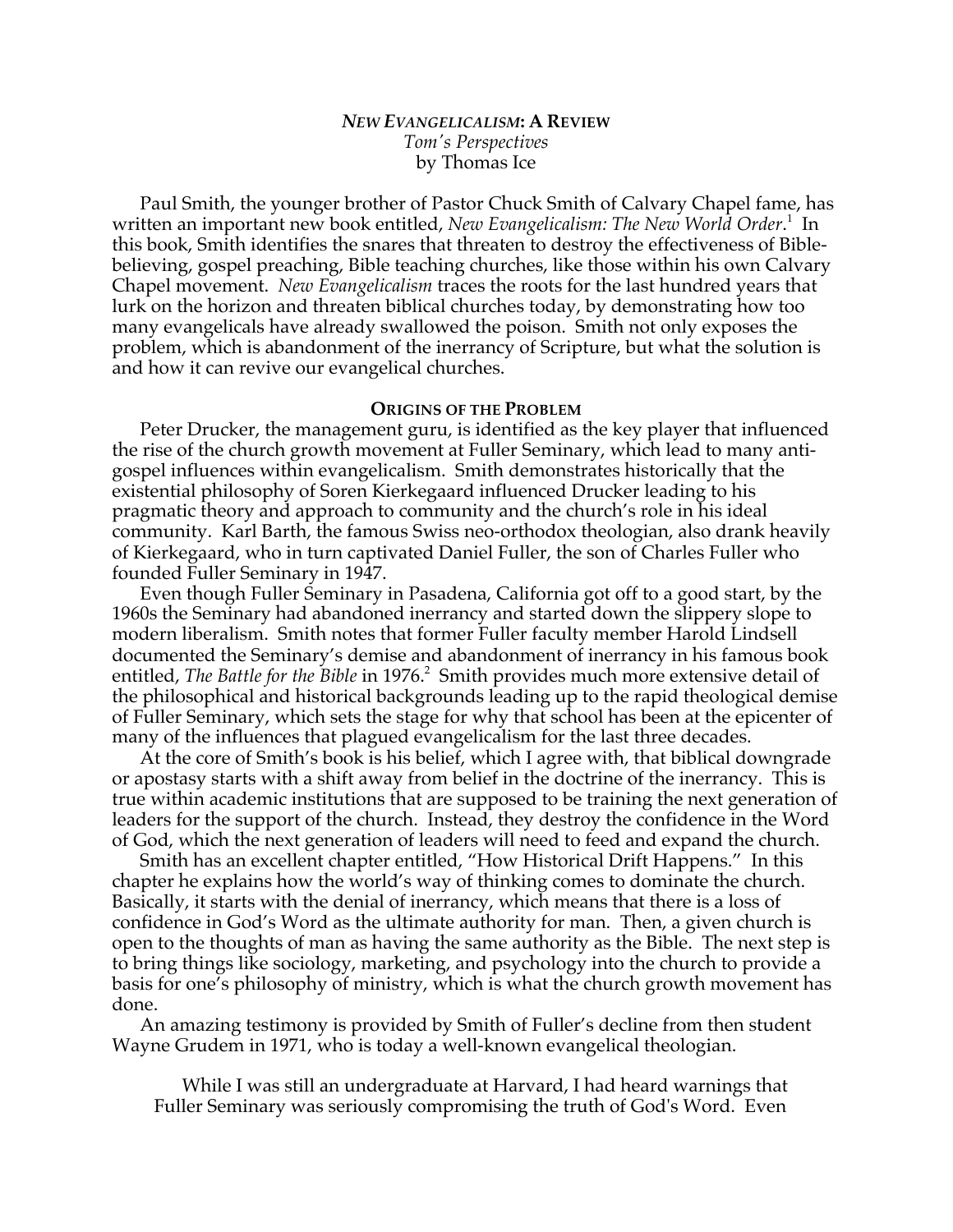# *NEW EVANGELICALISM*: A REVIEW

*Tom's Perspectives*
by Thomas Ice

Paul Smith, the younger brother of Pastor Chuck Smith of Calvary Chapel fame, has written an important new book entitled, *New Evangelicalism: The New World Order*.[1] In this book, Smith identifies the snares that threaten to destroy the effectiveness of Bible-believing, gospel preaching, Bible teaching churches, like those within his own Calvary Chapel movement. *New Evangelicalism* traces the roots for the last hundred years that lurk on the horizon and threaten biblical churches today, by demonstrating how too many evangelicals have already swallowed the poison. Smith not only exposes the problem, which is abandonment of the inerrancy of Scripture, but what the solution is and how it can revive our evangelical churches.

## ORIGINS OF THE PROBLEM

Peter Drucker, the management guru, is identified as the key player that influenced the rise of the church growth movement at Fuller Seminary, which lead to many anti-gospel influences within evangelicalism. Smith demonstrates historically that the existential philosophy of Soren Kierkegaard influenced Drucker leading to his pragmatic theory and approach to community and the church's role in his ideal community. Karl Barth, the famous Swiss neo-orthodox theologian, also drank heavily of Kierkegaard, who in turn captivated Daniel Fuller, the son of Charles Fuller who founded Fuller Seminary in 1947.

Even though Fuller Seminary in Pasadena, California got off to a good start, by the 1960s the Seminary had abandoned inerrancy and started down the slippery slope to modern liberalism. Smith notes that former Fuller faculty member Harold Lindsell documented the Seminary's demise and abandonment of inerrancy in his famous book entitled, *The Battle for the Bible* in 1976.[2] Smith provides much more extensive detail of the philosophical and historical backgrounds leading up to the rapid theological demise of Fuller Seminary, which sets the stage for why that school has been at the epicenter of many of the influences that plagued evangelicalism for the last three decades.

At the core of Smith's book is his belief, which I agree with, that biblical downgrade or apostasy starts with a shift away from belief in the doctrine of the inerrancy. This is true within academic institutions that are supposed to be training the next generation of leaders for the support of the church. Instead, they destroy the confidence in the Word of God, which the next generation of leaders will need to feed and expand the church.

Smith has an excellent chapter entitled, "How Historical Drift Happens." In this chapter he explains how the world's way of thinking comes to dominate the church. Basically, it starts with the denial of inerrancy, which means that there is a loss of confidence in God's Word as the ultimate authority for man. Then, a given church is open to the thoughts of man as having the same authority as the Bible. The next step is to bring things like sociology, marketing, and psychology into the church to provide a basis for one's philosophy of ministry, which is what the church growth movement has done.

An amazing testimony is provided by Smith of Fuller's decline from then student Wayne Grudem in 1971, who is today a well-known evangelical theologian.

> While I was still an undergraduate at Harvard, I had heard warnings that Fuller Seminary was seriously compromising the truth of God's Word. Even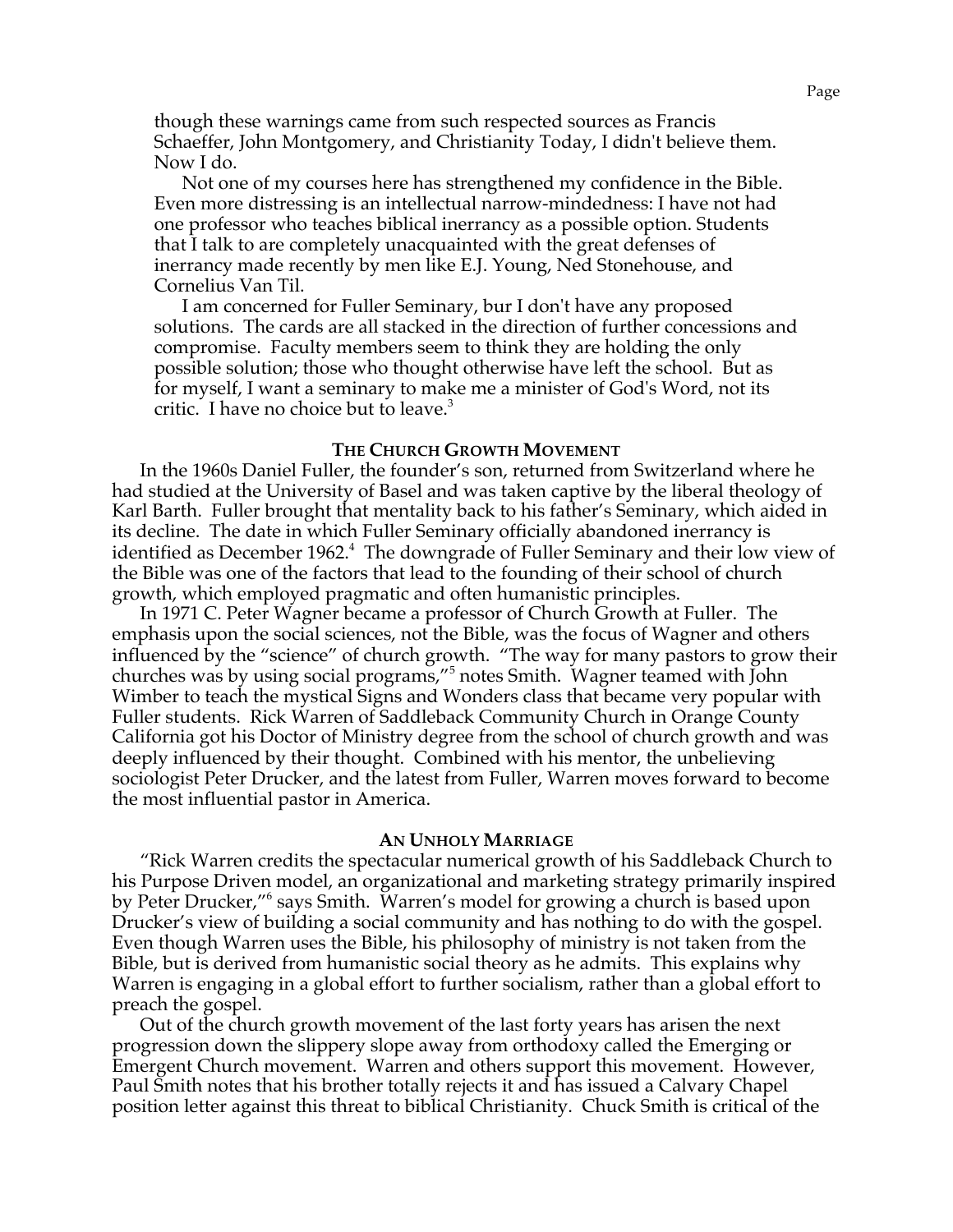> though these warnings came from such respected sources as Francis Schaeffer, John Montgomery, and Christianity Today, I didn't believe them. Now I do.
>
> Not one of my courses here has strengthened my confidence in the Bible. Even more distressing is an intellectual narrow-mindedness: I have not had one professor who teaches biblical inerrancy as a possible option. Students that I talk to are completely unacquainted with the great defenses of inerrancy made recently by men like E.J. Young, Ned Stonehouse, and Cornelius Van Til.
>
> I am concerned for Fuller Seminary, bur I don't have any proposed solutions. The cards are all stacked in the direction of further concessions and compromise. Faculty members seem to think they are holding the only possible solution; those who thought otherwise have left the school. But as for myself, I want a seminary to make me a minister of God's Word, not its critic. I have no choice but to leave.[3]

### THE CHURCH GROWTH MOVEMENT

In the 1960s Daniel Fuller, the founder's son, returned from Switzerland where he had studied at the University of Basel and was taken captive by the liberal theology of Karl Barth. Fuller brought that mentality back to his father's Seminary, which aided in its decline. The date in which Fuller Seminary officially abandoned inerrancy is identified as December 1962.[4] The downgrade of Fuller Seminary and their low view of the Bible was one of the factors that lead to the founding of their school of church growth, which employed pragmatic and often humanistic principles.

In 1971 C. Peter Wagner became a professor of Church Growth at Fuller. The emphasis upon the social sciences, not the Bible, was the focus of Wagner and others influenced by the "science" of church growth. "The way for many pastors to grow their churches was by using social programs,"[5] notes Smith. Wagner teamed with John Wimber to teach the mystical Signs and Wonders class that became very popular with Fuller students. Rick Warren of Saddleback Community Church in Orange County California got his Doctor of Ministry degree from the school of church growth and was deeply influenced by their thought. Combined with his mentor, the unbelieving sociologist Peter Drucker, and the latest from Fuller, Warren moves forward to become the most influential pastor in America.

### AN UNHOLY MARRIAGE

"Rick Warren credits the spectacular numerical growth of his Saddleback Church to his Purpose Driven model, an organizational and marketing strategy primarily inspired by Peter Drucker,"[6] says Smith. Warren's model for growing a church is based upon Drucker's view of building a social community and has nothing to do with the gospel. Even though Warren uses the Bible, his philosophy of ministry is not taken from the Bible, but is derived from humanistic social theory as he admits. This explains why Warren is engaging in a global effort to further socialism, rather than a global effort to preach the gospel.

Out of the church growth movement of the last forty years has arisen the next progression down the slippery slope away from orthodoxy called the Emerging or Emergent Church movement. Warren and others support this movement. However, Paul Smith notes that his brother totally rejects it and has issued a Calvary Chapel position letter against this threat to biblical Christianity. Chuck Smith is critical of the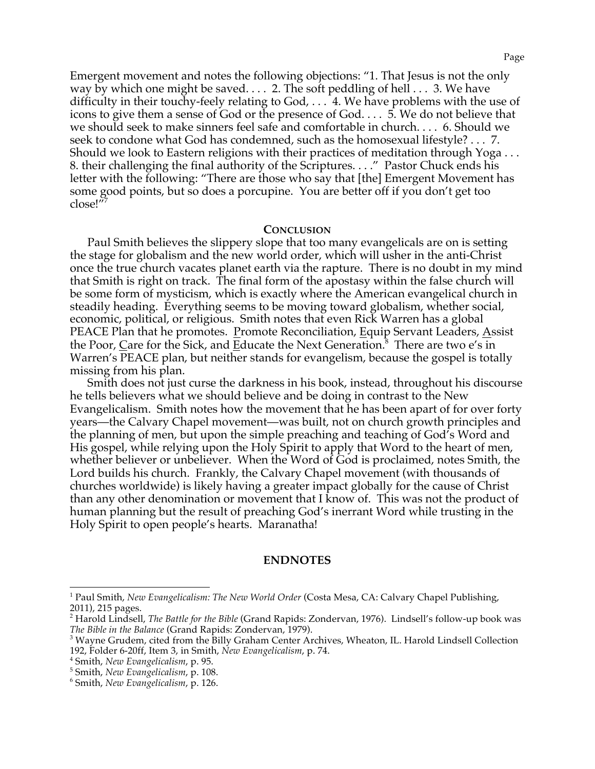Emergent movement and notes the following objections: "1. That Jesus is not the only way by which one might be saved. . . . 2. The soft peddling of hell . . . 3. We have difficulty in their touchy-feely relating to God, . . . 4. We have problems with the use of icons to give them a sense of God or the presence of God. . . . 5. We do not believe that we should seek to make sinners feel safe and comfortable in church. . . . 6. Should we seek to condone what God has condemned, such as the homosexual lifestyle? . . . 7. Should we look to Eastern religions with their practices of meditation through Yoga . . . 8. their challenging the final authority of the Scriptures. . . ." Pastor Chuck ends his letter with the following: "There are those who say that [the] Emergent Movement has some good points, but so does a porcupine. You are better off if you don't get too close!"[7]

## CONCLUSION

Paul Smith believes the slippery slope that too many evangelicals are on is setting the stage for globalism and the new world order, which will usher in the anti-Christ once the true church vacates planet earth via the rapture. There is no doubt in my mind that Smith is right on track. The final form of the apostasy within the false church will be some form of mysticism, which is exactly where the American evangelical church in steadily heading. Everything seems to be moving toward globalism, whether social, economic, political, or religious. Smith notes that even Rick Warren has a global PEACE Plan that he promotes. <u>P</u>romote Reconciliation, <u>E</u>quip Servant Leaders, <u>A</u>ssist the Poor, <u>C</u>are for the Sick, and <u>E</u>ducate the Next Generation.[8] There are two e's in Warren's PEACE plan, but neither stands for evangelism, because the gospel is totally missing from his plan.

Smith does not just curse the darkness in his book, instead, throughout his discourse he tells believers what we should believe and be doing in contrast to the New Evangelicalism. Smith notes how the movement that he has been apart of for over forty years—the Calvary Chapel movement—was built, not on church growth principles and the planning of men, but upon the simple preaching and teaching of God's Word and His gospel, while relying upon the Holy Spirit to apply that Word to the heart of men, whether believer or unbeliever. When the Word of God is proclaimed, notes Smith, the Lord builds his church. Frankly, the Calvary Chapel movement (with thousands of churches worldwide) is likely having a greater impact globally for the cause of Christ than any other denomination or movement that I know of. This was not the product of human planning but the result of preaching God's inerrant Word while trusting in the Holy Spirit to open people's hearts. Maranatha!

## ENDNOTES

[1] Paul Smith, *New Evangelicalism: The New World Order* (Costa Mesa, CA: Calvary Chapel Publishing, 2011), 215 pages.

[2] Harold Lindsell, *The Battle for the Bible* (Grand Rapids: Zondervan, 1976). Lindsell's follow-up book was *The Bible in the Balance* (Grand Rapids: Zondervan, 1979).

[3] Wayne Grudem, cited from the Billy Graham Center Archives, Wheaton, IL. Harold Lindsell Collection 192, Folder 6-20ff, Item 3, in Smith, *New Evangelicalism*, p. 74.

[4] Smith, *New Evangelicalism*, p. 95.

[5] Smith, *New Evangelicalism*, p. 108.

[6] Smith, *New Evangelicalism*, p. 126.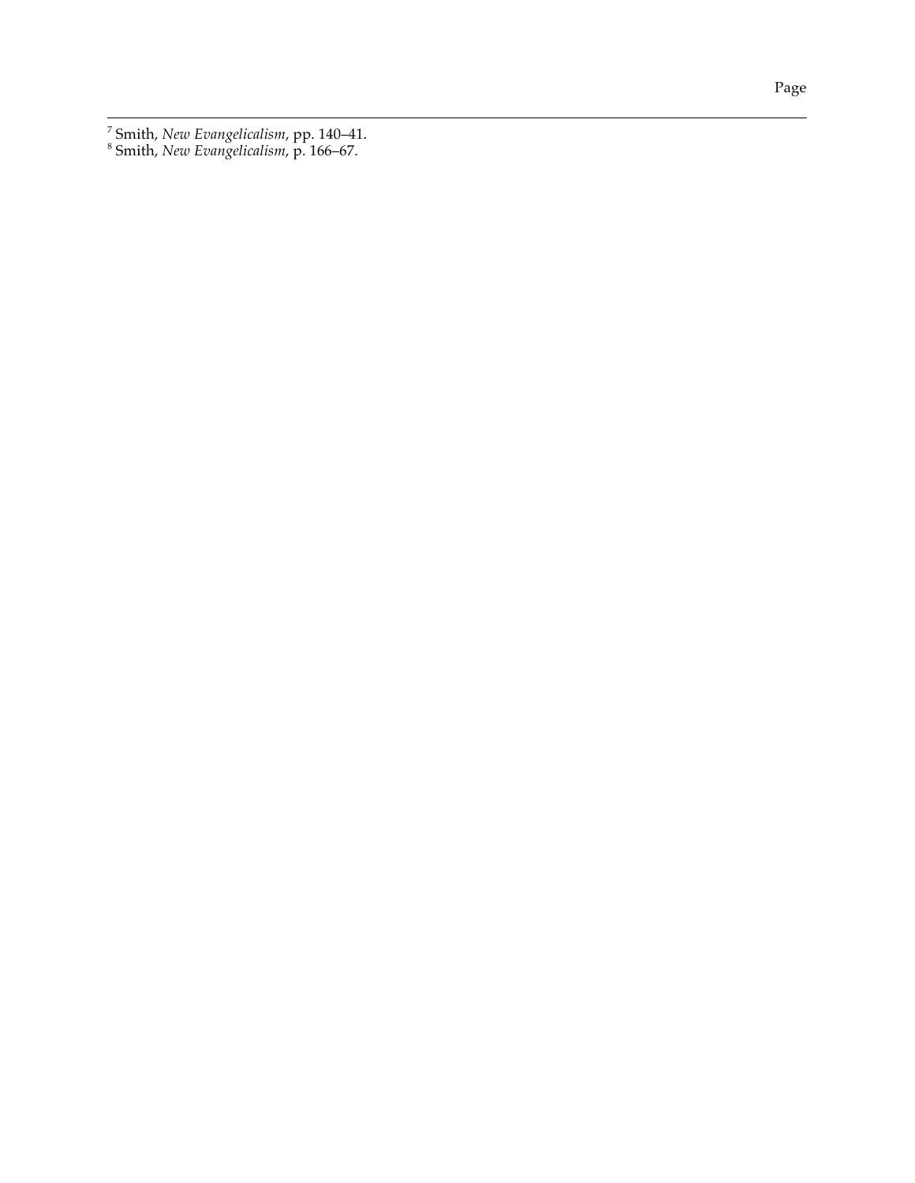[7] Smith, *New Evangelicalism*, pp. 140–41.
[8] Smith, *New Evangelicalism*, p. 166–67.